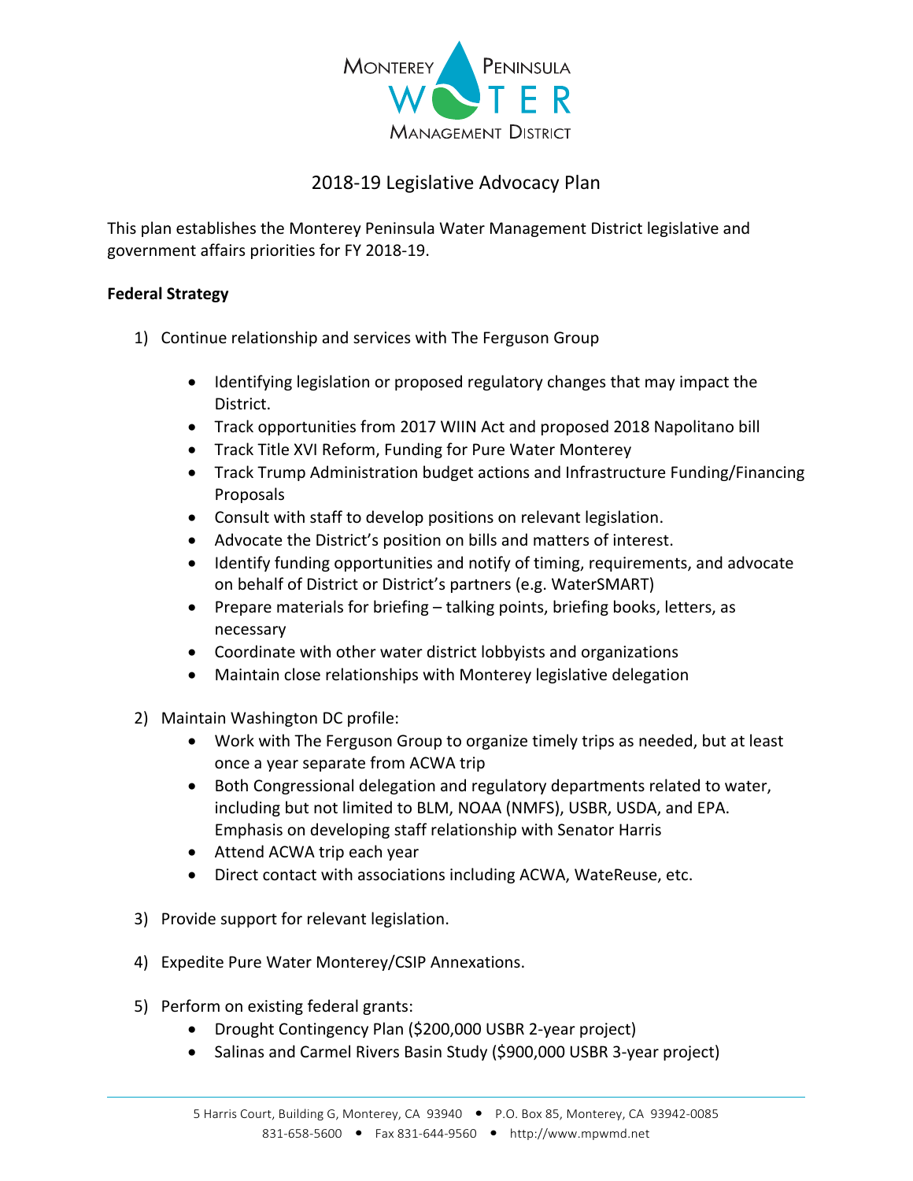# 2018-19 Legislative Advocacy Plan

This plan establishes the Monterey Peninsula Water Management District legislative and government affairs priorities for FY 2018-19.

**Federal Strategy**

1) Continue relationship and services with The Ferguson Group

   - Identifying legislation or proposed regulatory changes that may impact the District.
   - Track opportunities from 2017 WIIN Act and proposed 2018 Napolitano bill
   - Track Title XVI Reform, Funding for Pure Water Monterey
   - Track Trump Administration budget actions and Infrastructure Funding/Financing Proposals
   - Consult with staff to develop positions on relevant legislation.
   - Advocate the District's position on bills and matters of interest.
   - Identify funding opportunities and notify of timing, requirements, and advocate on behalf of District or District's partners (e.g. WaterSMART)
   - Prepare materials for briefing – talking points, briefing books, letters, as necessary
   - Coordinate with other water district lobbyists and organizations
   - Maintain close relationships with Monterey legislative delegation

2) Maintain Washington DC profile:
   - Work with The Ferguson Group to organize timely trips as needed, but at least once a year separate from ACWA trip
   - Both Congressional delegation and regulatory departments related to water, including but not limited to BLM, NOAA (NMFS), USBR, USDA, and EPA. Emphasis on developing staff relationship with Senator Harris
   - Attend ACWA trip each year
   - Direct contact with associations including ACWA, WateReuse, etc.

3) Provide support for relevant legislation.

4) Expedite Pure Water Monterey/CSIP Annexations.

5) Perform on existing federal grants:
   - Drought Contingency Plan ($200,000 USBR 2-year project)
   - Salinas and Carmel Rivers Basin Study ($900,000 USBR 3-year project)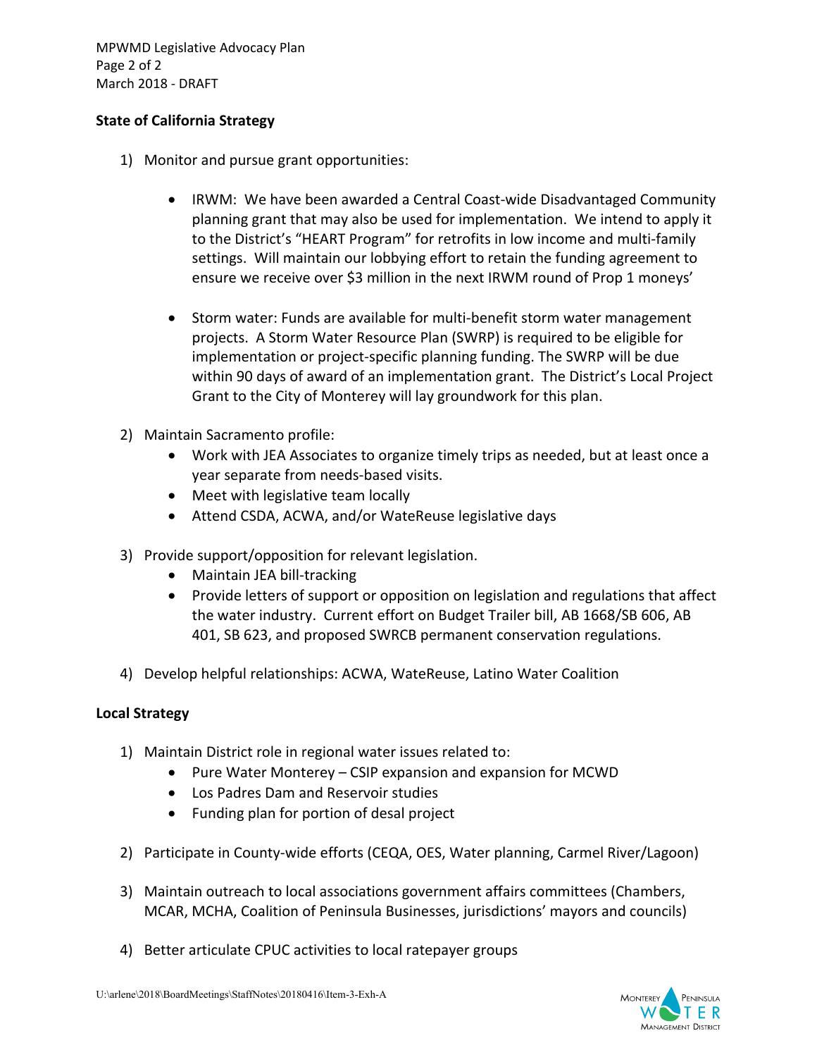### State of California Strategy

1) Monitor and pursue grant opportunities:

    - IRWM: We have been awarded a Central Coast-wide Disadvantaged Community planning grant that may also be used for implementation. We intend to apply it to the District's "HEART Program" for retrofits in low income and multi-family settings. Will maintain our lobbying effort to retain the funding agreement to ensure we receive over $3 million in the next IRWM round of Prop 1 moneys'

    - Storm water: Funds are available for multi-benefit storm water management projects. A Storm Water Resource Plan (SWRP) is required to be eligible for implementation or project-specific planning funding. The SWRP will be due within 90 days of award of an implementation grant. The District's Local Project Grant to the City of Monterey will lay groundwork for this plan.

2) Maintain Sacramento profile:
    - Work with JEA Associates to organize timely trips as needed, but at least once a year separate from needs-based visits.
    - Meet with legislative team locally
    - Attend CSDA, ACWA, and/or WateReuse legislative days

3) Provide support/opposition for relevant legislation.
    - Maintain JEA bill-tracking
    - Provide letters of support or opposition on legislation and regulations that affect the water industry. Current effort on Budget Trailer bill, AB 1668/SB 606, AB 401, SB 623, and proposed SWRCB permanent conservation regulations.

4) Develop helpful relationships: ACWA, WateReuse, Latino Water Coalition

### Local Strategy

1) Maintain District role in regional water issues related to:
    - Pure Water Monterey – CSIP expansion and expansion for MCWD
    - Los Padres Dam and Reservoir studies
    - Funding plan for portion of desal project

2) Participate in County-wide efforts (CEQA, OES, Water planning, Carmel River/Lagoon)

3) Maintain outreach to local associations government affairs committees (Chambers, MCAR, MCHA, Coalition of Peninsula Businesses, jurisdictions' mayors and councils)

4) Better articulate CPUC activities to local ratepayer groups